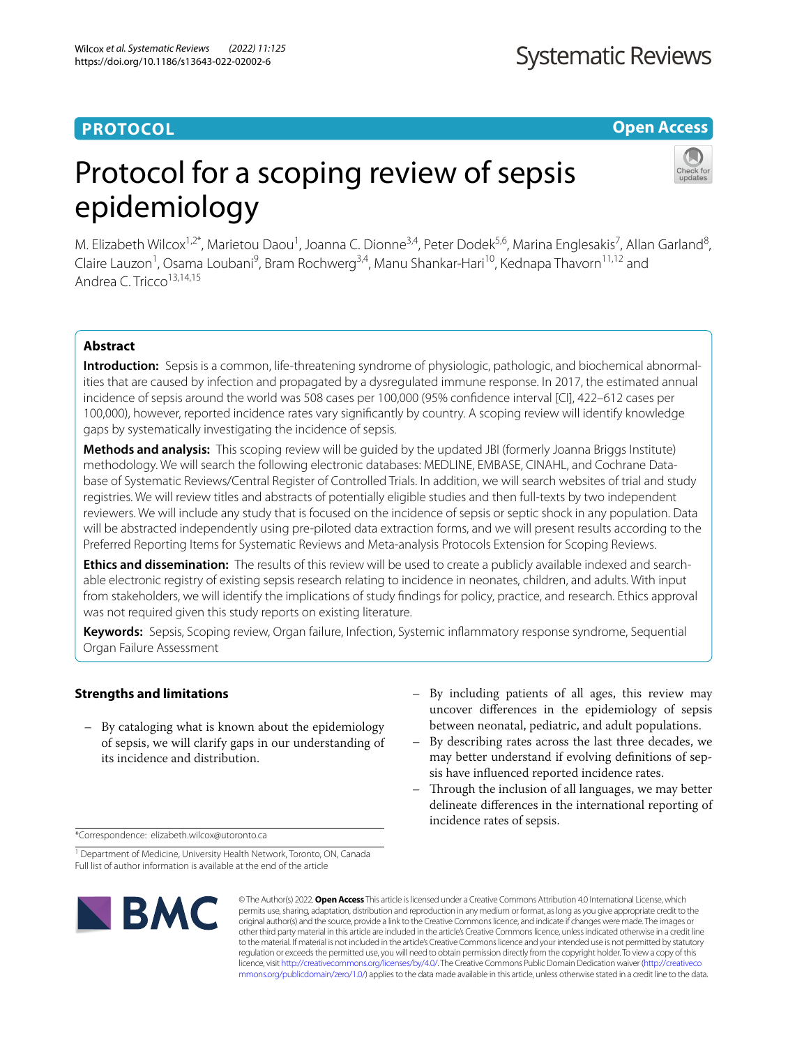PROTOCOL

Open Access

# Protocol for a scoping review of sepsis epidemiology

M. Elizabeth Wilcox[1,2*], Marietou Daou[1], Joanna C. Dionne[3,4], Peter Dodek[5,6], Marina Englesakis[7], Allan Garland[8], Claire Lauzon[1], Osama Loubani[9], Bram Rochwerg[3,4], Manu Shankar-Hari[10], Kednapa Thavorn[11,12] and Andrea C. Tricco[13,14,15]

## Abstract

**Introduction:** Sepsis is a common, life-threatening syndrome of physiologic, pathologic, and biochemical abnormalities that are caused by infection and propagated by a dysregulated immune response. In 2017, the estimated annual incidence of sepsis around the world was 508 cases per 100,000 (95% confidence interval [CI], 422–612 cases per 100,000), however, reported incidence rates vary significantly by country. A scoping review will identify knowledge gaps by systematically investigating the incidence of sepsis.

**Methods and analysis:** This scoping review will be guided by the updated JBI (formerly Joanna Briggs Institute) methodology. We will search the following electronic databases: MEDLINE, EMBASE, CINAHL, and Cochrane Database of Systematic Reviews/Central Register of Controlled Trials. In addition, we will search websites of trial and study registries. We will review titles and abstracts of potentially eligible studies and then full-texts by two independent reviewers. We will include any study that is focused on the incidence of sepsis or septic shock in any population. Data will be abstracted independently using pre-piloted data extraction forms, and we will present results according to the Preferred Reporting Items for Systematic Reviews and Meta-analysis Protocols Extension for Scoping Reviews.

**Ethics and dissemination:** The results of this review will be used to create a publicly available indexed and searchable electronic registry of existing sepsis research relating to incidence in neonates, children, and adults. With input from stakeholders, we will identify the implications of study findings for policy, practice, and research. Ethics approval was not required given this study reports on existing literature.

**Keywords:** Sepsis, Scoping review, Organ failure, Infection, Systemic inflammatory response syndrome, Sequential Organ Failure Assessment

## Strengths and limitations

- By cataloging what is known about the epidemiology of sepsis, we will clarify gaps in our understanding of its incidence and distribution.
- By including patients of all ages, this review may uncover differences in the epidemiology of sepsis between neonatal, pediatric, and adult populations.
- By describing rates across the last three decades, we may better understand if evolving definitions of sepsis have influenced reported incidence rates.
- Through the inclusion of all languages, we may better delineate differences in the international reporting of incidence rates of sepsis.

*Correspondence: elizabeth.wilcox@utoronto.ca

[1] Department of Medicine, University Health Network, Toronto, ON, Canada
Full list of author information is available at the end of the article

© The Author(s) 2022. **Open Access** This article is licensed under a Creative Commons Attribution 4.0 International License, which permits use, sharing, adaptation, distribution and reproduction in any medium or format, as long as you give appropriate credit to the original author(s) and the source, provide a link to the Creative Commons licence, and indicate if changes were made. The images or other third party material in this article are included in the article's Creative Commons licence, unless indicated otherwise in a credit line to the material. If material is not included in the article's Creative Commons licence and your intended use is not permitted by statutory regulation or exceeds the permitted use, you will need to obtain permission directly from the copyright holder. To view a copy of this licence, visit http://creativecommons.org/licenses/by/4.0/. The Creative Commons Public Domain Dedication waiver (http://creativecommons.org/publicdomain/zero/1.0/) applies to the data made available in this article, unless otherwise stated in a credit line to the data.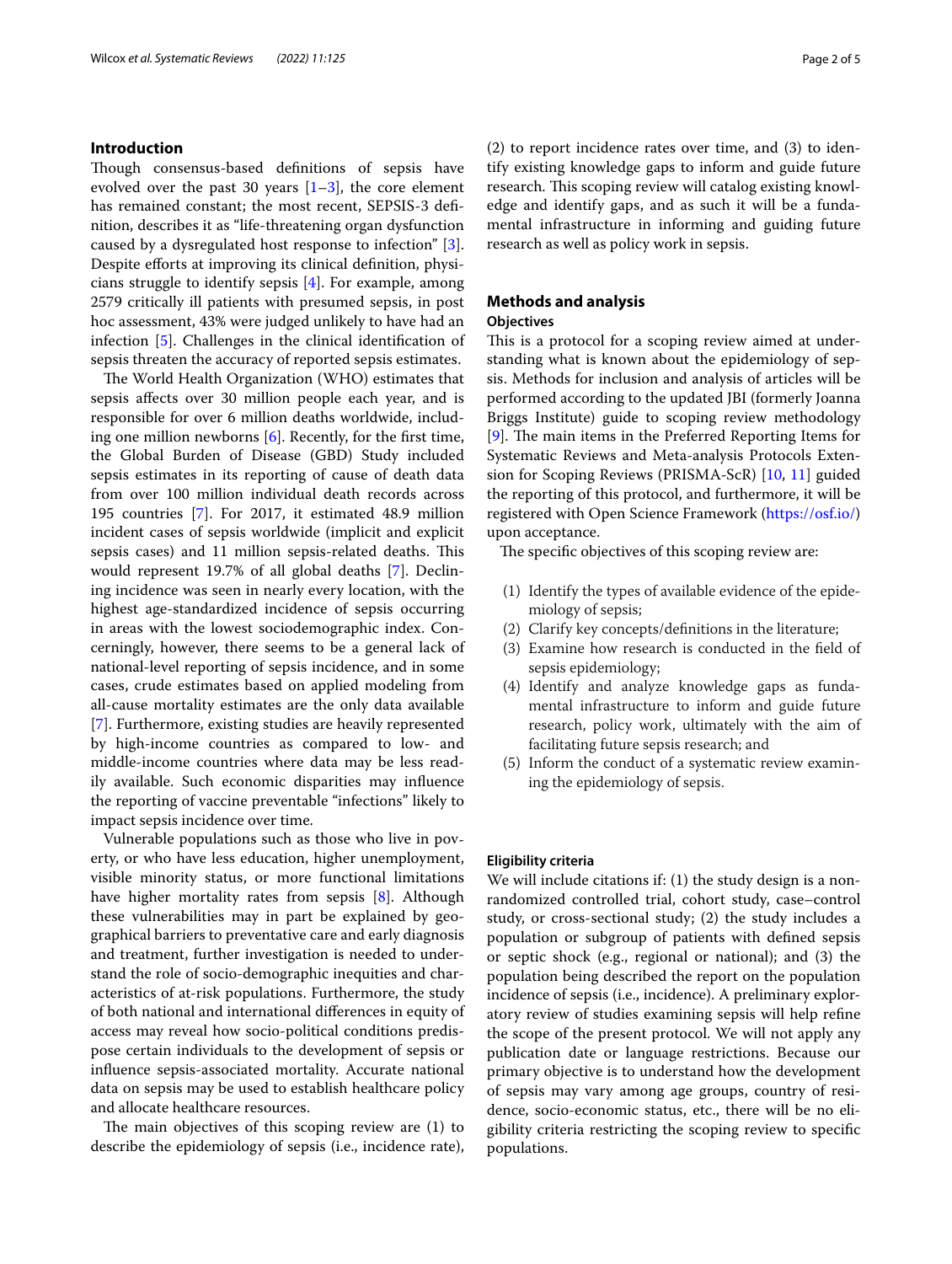## Introduction

Though consensus-based definitions of sepsis have evolved over the past 30 years [1–3], the core element has remained constant; the most recent, SEPSIS-3 definition, describes it as "life-threatening organ dysfunction caused by a dysregulated host response to infection" [3]. Despite efforts at improving its clinical definition, physicians struggle to identify sepsis [4]. For example, among 2579 critically ill patients with presumed sepsis, in post hoc assessment, 43% were judged unlikely to have had an infection [5]. Challenges in the clinical identification of sepsis threaten the accuracy of reported sepsis estimates.

The World Health Organization (WHO) estimates that sepsis affects over 30 million people each year, and is responsible for over 6 million deaths worldwide, including one million newborns [6]. Recently, for the first time, the Global Burden of Disease (GBD) Study included sepsis estimates in its reporting of cause of death data from over 100 million individual death records across 195 countries [7]. For 2017, it estimated 48.9 million incident cases of sepsis worldwide (implicit and explicit sepsis cases) and 11 million sepsis-related deaths. This would represent 19.7% of all global deaths [7]. Declining incidence was seen in nearly every location, with the highest age-standardized incidence of sepsis occurring in areas with the lowest sociodemographic index. Concerningly, however, there seems to be a general lack of national-level reporting of sepsis incidence, and in some cases, crude estimates based on applied modeling from all-cause mortality estimates are the only data available [7]. Furthermore, existing studies are heavily represented by high-income countries as compared to low- and middle-income countries where data may be less readily available. Such economic disparities may influence the reporting of vaccine preventable "infections" likely to impact sepsis incidence over time.

Vulnerable populations such as those who live in poverty, or who have less education, higher unemployment, visible minority status, or more functional limitations have higher mortality rates from sepsis [8]. Although these vulnerabilities may in part be explained by geographical barriers to preventative care and early diagnosis and treatment, further investigation is needed to understand the role of socio-demographic inequities and characteristics of at-risk populations. Furthermore, the study of both national and international differences in equity of access may reveal how socio-political conditions predispose certain individuals to the development of sepsis or influence sepsis-associated mortality. Accurate national data on sepsis may be used to establish healthcare policy and allocate healthcare resources.

The main objectives of this scoping review are (1) to describe the epidemiology of sepsis (i.e., incidence rate), (2) to report incidence rates over time, and (3) to identify existing knowledge gaps to inform and guide future research. This scoping review will catalog existing knowledge and identify gaps, and as such it will be a fundamental infrastructure in informing and guiding future research as well as policy work in sepsis.

## Methods and analysis

### Objectives

This is a protocol for a scoping review aimed at understanding what is known about the epidemiology of sepsis. Methods for inclusion and analysis of articles will be performed according to the updated JBI (formerly Joanna Briggs Institute) guide to scoping review methodology [9]. The main items in the Preferred Reporting Items for Systematic Reviews and Meta-analysis Protocols Extension for Scoping Reviews (PRISMA-ScR) [10, 11] guided the reporting of this protocol, and furthermore, it will be registered with Open Science Framework (https://osf.io/) upon acceptance.

The specific objectives of this scoping review are:

(1) Identify the types of available evidence of the epidemiology of sepsis;
(2) Clarify key concepts/definitions in the literature;
(3) Examine how research is conducted in the field of sepsis epidemiology;
(4) Identify and analyze knowledge gaps as fundamental infrastructure to inform and guide future research, policy work, ultimately with the aim of facilitating future sepsis research; and
(5) Inform the conduct of a systematic review examining the epidemiology of sepsis.

### Eligibility criteria

We will include citations if: (1) the study design is a nonrandomized controlled trial, cohort study, case–control study, or cross-sectional study; (2) the study includes a population or subgroup of patients with defined sepsis or septic shock (e.g., regional or national); and (3) the population being described the report on the population incidence of sepsis (i.e., incidence). A preliminary exploratory review of studies examining sepsis will help refine the scope of the present protocol. We will not apply any publication date or language restrictions. Because our primary objective is to understand how the development of sepsis may vary among age groups, country of residence, socio-economic status, etc., there will be no eligibility criteria restricting the scoping review to specific populations.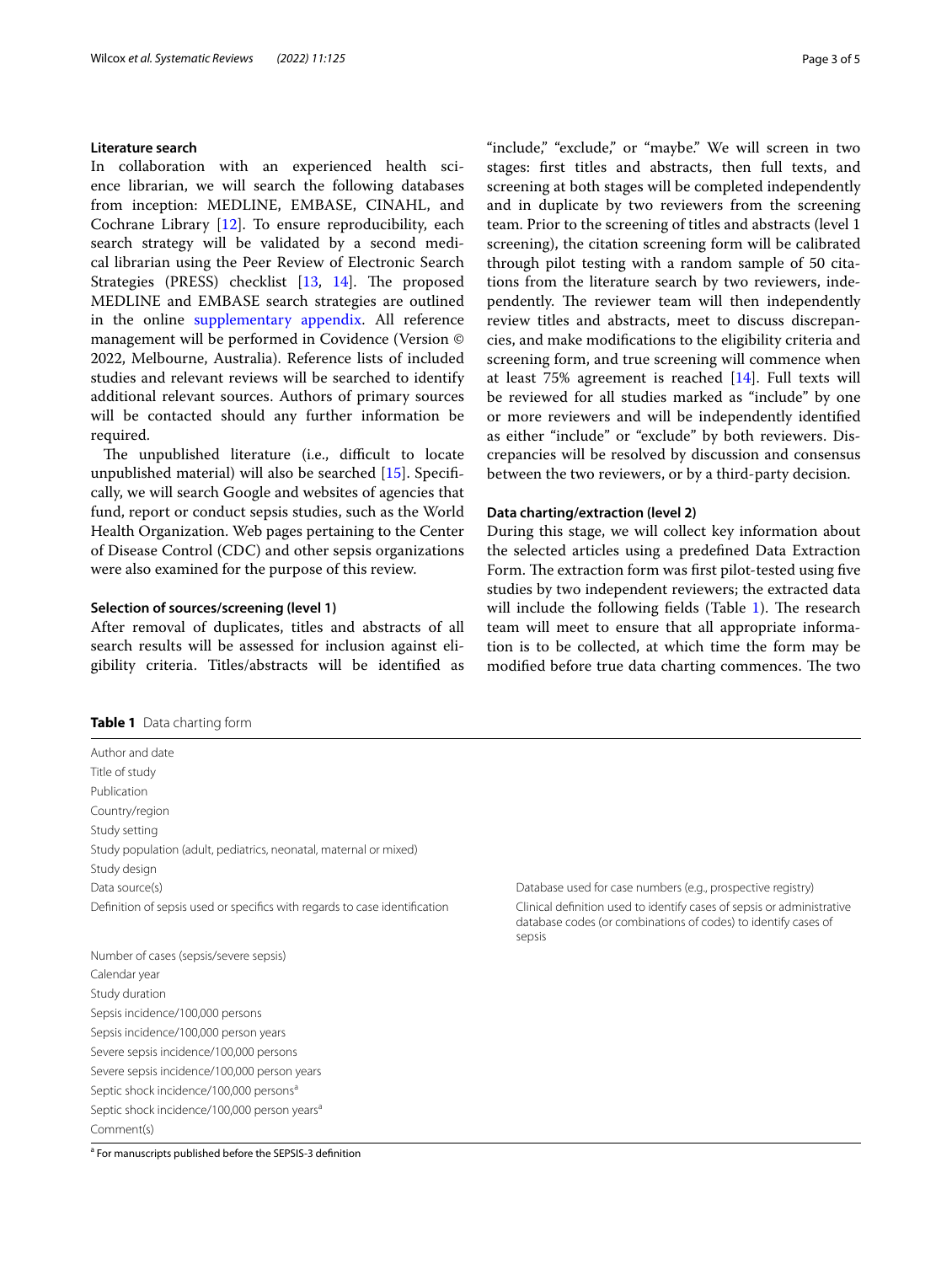### Literature search

In collaboration with an experienced health science librarian, we will search the following databases from inception: MEDLINE, EMBASE, CINAHL, and Cochrane Library [12]. To ensure reproducibility, each search strategy will be validated by a second medical librarian using the Peer Review of Electronic Search Strategies (PRESS) checklist [13, 14]. The proposed MEDLINE and EMBASE search strategies are outlined in the online supplementary appendix. All reference management will be performed in Covidence (Version © 2022, Melbourne, Australia). Reference lists of included studies and relevant reviews will be searched to identify additional relevant sources. Authors of primary sources will be contacted should any further information be required.

The unpublished literature (i.e., difficult to locate unpublished material) will also be searched [15]. Specifically, we will search Google and websites of agencies that fund, report or conduct sepsis studies, such as the World Health Organization. Web pages pertaining to the Center of Disease Control (CDC) and other sepsis organizations were also examined for the purpose of this review.

### Selection of sources/screening (level 1)

After removal of duplicates, titles and abstracts of all search results will be assessed for inclusion against eligibility criteria. Titles/abstracts will be identified as "include," "exclude," or "maybe." We will screen in two stages: first titles and abstracts, then full texts, and screening at both stages will be completed independently and in duplicate by two reviewers from the screening team. Prior to the screening of titles and abstracts (level 1 screening), the citation screening form will be calibrated through pilot testing with a random sample of 50 citations from the literature search by two reviewers, independently. The reviewer team will then independently review titles and abstracts, meet to discuss discrepancies, and make modifications to the eligibility criteria and screening form, and true screening will commence when at least 75% agreement is reached [14]. Full texts will be reviewed for all studies marked as "include" by one or more reviewers and will be independently identified as either "include" or "exclude" by both reviewers. Discrepancies will be resolved by discussion and consensus between the two reviewers, or by a third-party decision.

### Data charting/extraction (level 2)

During this stage, we will collect key information about the selected articles using a predefined Data Extraction Form. The extraction form was first pilot-tested using five studies by two independent reviewers; the extracted data will include the following fields (Table 1). The research team will meet to ensure that all appropriate information is to be collected, at which time the form may be modified before true data charting commences. The two

**Table 1** Data charting form

| | |
|---|---|
| Author and date | |
| Title of study | |
| Publication | |
| Country/region | |
| Study setting | |
| Study population (adult, pediatrics, neonatal, maternal or mixed) | |
| Study design | |
| Data source(s) | Database used for case numbers (e.g., prospective registry) |
| Definition of sepsis used or specifics with regards to case identification | Clinical definition used to identify cases of sepsis or administrative database codes (or combinations of codes) to identify cases of sepsis |
| Number of cases (sepsis/severe sepsis) | |
| Calendar year | |
| Study duration | |
| Sepsis incidence/100,000 persons | |
| Sepsis incidence/100,000 person years | |
| Severe sepsis incidence/100,000 persons | |
| Severe sepsis incidence/100,000 person years | |
| Septic shock incidence/100,000 persons[a] | |
| Septic shock incidence/100,000 person years[a] | |
| Comment(s) | |

[a] For manuscripts published before the SEPSIS-3 definition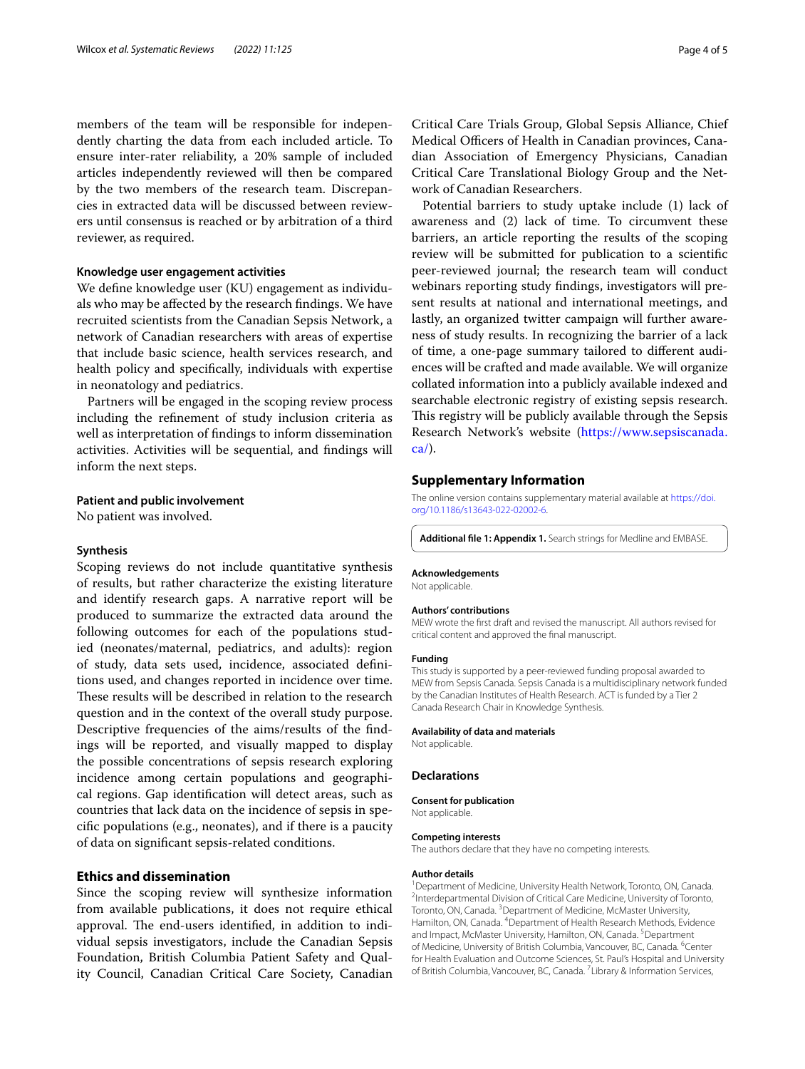members of the team will be responsible for independently charting the data from each included article. To ensure inter-rater reliability, a 20% sample of included articles independently reviewed will then be compared by the two members of the research team. Discrepancies in extracted data will be discussed between reviewers until consensus is reached or by arbitration of a third reviewer, as required.

### Knowledge user engagement activities

We define knowledge user (KU) engagement as individuals who may be affected by the research findings. We have recruited scientists from the Canadian Sepsis Network, a network of Canadian researchers with areas of expertise that include basic science, health services research, and health policy and specifically, individuals with expertise in neonatology and pediatrics.

Partners will be engaged in the scoping review process including the refinement of study inclusion criteria as well as interpretation of findings to inform dissemination activities. Activities will be sequential, and findings will inform the next steps.

### Patient and public involvement

No patient was involved.

### Synthesis

Scoping reviews do not include quantitative synthesis of results, but rather characterize the existing literature and identify research gaps. A narrative report will be produced to summarize the extracted data around the following outcomes for each of the populations studied (neonates/maternal, pediatrics, and adults): region of study, data sets used, incidence, associated definitions used, and changes reported in incidence over time. These results will be described in relation to the research question and in the context of the overall study purpose. Descriptive frequencies of the aims/results of the findings will be reported, and visually mapped to display the possible concentrations of sepsis research exploring incidence among certain populations and geographical regions. Gap identification will detect areas, such as countries that lack data on the incidence of sepsis in specific populations (e.g., neonates), and if there is a paucity of data on significant sepsis-related conditions.

## Ethics and dissemination

Since the scoping review will synthesize information from available publications, it does not require ethical approval. The end-users identified, in addition to individual sepsis investigators, include the Canadian Sepsis Foundation, British Columbia Patient Safety and Quality Council, Canadian Critical Care Society, Canadian Critical Care Trials Group, Global Sepsis Alliance, Chief Medical Officers of Health in Canadian provinces, Canadian Association of Emergency Physicians, Canadian Critical Care Translational Biology Group and the Network of Canadian Researchers.

Potential barriers to study uptake include (1) lack of awareness and (2) lack of time. To circumvent these barriers, an article reporting the results of the scoping review will be submitted for publication to a scientific peer-reviewed journal; the research team will conduct webinars reporting study findings, investigators will present results at national and international meetings, and lastly, an organized twitter campaign will further awareness of study results. In recognizing the barrier of a lack of time, a one-page summary tailored to different audiences will be crafted and made available. We will organize collated information into a publicly available indexed and searchable electronic registry of existing sepsis research. This registry will be publicly available through the Sepsis Research Network's website (https://www.sepsiscanada.ca/).

## Supplementary Information

The online version contains supplementary material available at https://doi.org/10.1186/s13643-022-02002-6.

**Additional file 1: Appendix 1.** Search strings for Medline and EMBASE.

#### Acknowledgements

Not applicable.

#### Authors' contributions

MEW wrote the first draft and revised the manuscript. All authors revised for critical content and approved the final manuscript.

#### Funding

This study is supported by a peer-reviewed funding proposal awarded to MEW from Sepsis Canada. Sepsis Canada is a multidisciplinary network funded by the Canadian Institutes of Health Research. ACT is funded by a Tier 2 Canada Research Chair in Knowledge Synthesis.

#### Availability of data and materials

Not applicable.

## Declarations

#### Consent for publication

Not applicable.

#### Competing interests

The authors declare that they have no competing interests.

#### Author details

[1]Department of Medicine, University Health Network, Toronto, ON, Canada. [2]Interdepartmental Division of Critical Care Medicine, University of Toronto, Toronto, ON, Canada. [3]Department of Medicine, McMaster University, Hamilton, ON, Canada. [4]Department of Health Research Methods, Evidence and Impact, McMaster University, Hamilton, ON, Canada. [5]Department of Medicine, University of British Columbia, Vancouver, BC, Canada. [6]Center for Health Evaluation and Outcome Sciences, St. Paul's Hospital and University of British Columbia, Vancouver, BC, Canada. [7]Library & Information Services,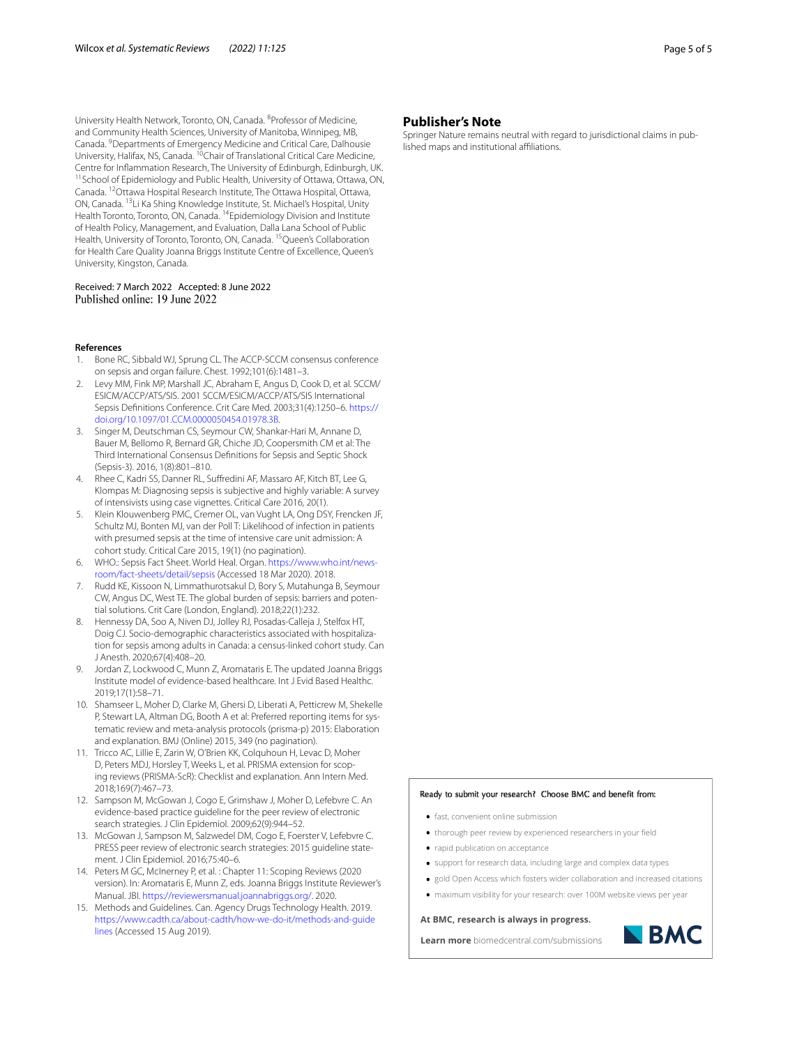University Health Network, Toronto, ON, Canada. [8]Professor of Medicine, and Community Health Sciences, University of Manitoba, Winnipeg, MB, Canada. [9]Departments of Emergency Medicine and Critical Care, Dalhousie University, Halifax, NS, Canada. [10]Chair of Translational Critical Care Medicine, Centre for Inflammation Research, The University of Edinburgh, Edinburgh, UK. [11]School of Epidemiology and Public Health, University of Ottawa, Ottawa, ON, Canada. [12]Ottawa Hospital Research Institute, The Ottawa Hospital, Ottawa, ON, Canada. [13]Li Ka Shing Knowledge Institute, St. Michael's Hospital, Unity Health Toronto, Toronto, ON, Canada. [14]Epidemiology Division and Institute of Health Policy, Management, and Evaluation, Dalla Lana School of Public Health, University of Toronto, Toronto, ON, Canada. [15]Queen's Collaboration for Health Care Quality Joanna Briggs Institute Centre of Excellence, Queen's University, Kingston, Canada.

Received: 7 March 2022 Accepted: 8 June 2022
Published online: 19 June 2022

### References

1. Bone RC, Sibbald WJ, Sprung CL. The ACCP-SCCM consensus conference on sepsis and organ failure. Chest. 1992;101(6):1481–3.
2. Levy MM, Fink MP, Marshall JC, Abraham E, Angus D, Cook D, et al. SCCM/ESICM/ACCP/ATS/SIS. 2001 SCCM/ESICM/ACCP/ATS/SIS International Sepsis Definitions Conference. Crit Care Med. 2003;31(4):1250–6. https://doi.org/10.1097/01.CCM.0000050454.01978.3B.
3. Singer M, Deutschman CS, Seymour CW, Shankar-Hari M, Annane D, Bauer M, Bellomo R, Bernard GR, Chiche JD, Coopersmith CM et al: The Third International Consensus Definitions for Sepsis and Septic Shock (Sepsis-3). 2016, 1(8):801–810.
4. Rhee C, Kadri SS, Danner RL, Suffredini AF, Massaro AF, Kitch BT, Lee G, Klompas M: Diagnosing sepsis is subjective and highly variable: A survey of intensivists using case vignettes. Critical Care 2016, 20(1).
5. Klein Klouwenberg PMC, Cremer OL, van Vught LA, Ong DSY, Frencken JF, Schultz MJ, Bonten MJ, van der Poll T: Likelihood of infection in patients with presumed sepsis at the time of intensive care unit admission: A cohort study. Critical Care 2015, 19(1) (no pagination).
6. WHO.: Sepsis Fact Sheet. World Heal. Organ. https://www.who.int/news-room/fact-sheets/detail/sepsis (Accessed 18 Mar 2020). 2018.
7. Rudd KE, Kissoon N, Limmathurotsakul D, Bory S, Mutahunga B, Seymour CW, Angus DC, West TE. The global burden of sepsis: barriers and potential solutions. Crit Care (London, England). 2018;22(1):232.
8. Hennessy DA, Soo A, Niven DJ, Jolley RJ, Posadas-Calleja J, Stelfox HT, Doig CJ. Socio-demographic characteristics associated with hospitalization for sepsis among adults in Canada: a census-linked cohort study. Can J Anesth. 2020;67(4):408–20.
9. Jordan Z, Lockwood C, Munn Z, Aromataris E. The updated Joanna Briggs Institute model of evidence-based healthcare. Int J Evid Based Healthc. 2019;17(1):58–71.
10. Shamseer L, Moher D, Clarke M, Ghersi D, Liberati A, Petticrew M, Shekelle P, Stewart LA, Altman DG, Booth A et al: Preferred reporting items for systematic review and meta-analysis protocols (prisma-p) 2015: Elaboration and explanation. BMJ (Online) 2015, 349 (no pagination).
11. Tricco AC, Lillie E, Zarin W, O'Brien KK, Colquhoun H, Levac D, Moher D, Peters MDJ, Horsley T, Weeks L, et al. PRISMA extension for scoping reviews (PRISMA-ScR): Checklist and explanation. Ann Intern Med. 2018;169(7):467–73.
12. Sampson M, McGowan J, Cogo E, Grimshaw J, Moher D, Lefebvre C. An evidence-based practice guideline for the peer review of electronic search strategies. J Clin Epidemiol. 2009;62(9):944–52.
13. McGowan J, Sampson M, Salzwedel DM, Cogo E, Foerster V, Lefebvre C. PRESS peer review of electronic search strategies: 2015 guideline statement. J Clin Epidemiol. 2016;75:40–6.
14. Peters M GC, McInerney P, et al. : Chapter 11: Scoping Reviews (2020 version). In: Aromataris E, Munn Z, eds. Joanna Briggs Institute Reviewer's Manual. JBI. https://reviewersmanual.joannabriggs.org/. 2020.
15. Methods and Guidelines. Can. Agency Drugs Technology Health. 2019. https://www.cadth.ca/about-cadth/how-we-do-it/methods-and-guidelines (Accessed 15 Aug 2019).

## Publisher's Note

Springer Nature remains neutral with regard to jurisdictional claims in published maps and institutional affiliations.

Ready to submit your research? Choose BMC and benefit from:

- fast, convenient online submission
- thorough peer review by experienced researchers in your field
- rapid publication on acceptance
- support for research data, including large and complex data types
- gold Open Access which fosters wider collaboration and increased citations
- maximum visibility for your research: over 100M website views per year

**At BMC, research is always in progress.**

**Learn more** biomedcentral.com/submissions

BMC